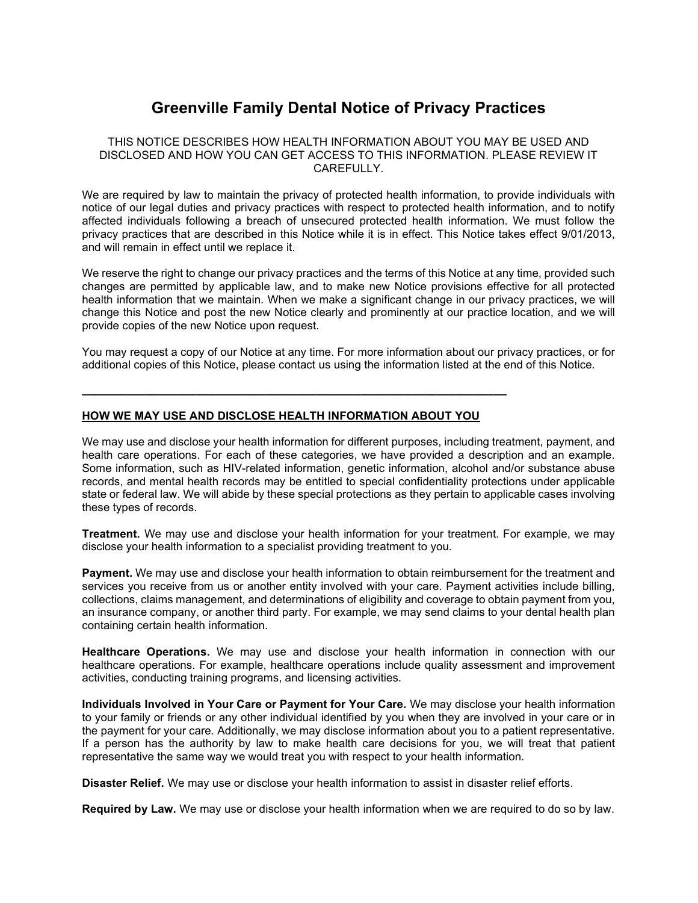# Greenville Family Dental Notice of Privacy Practices

THIS NOTICE DESCRIBES HOW HEALTH INFORMATION ABOUT YOU MAY BE USED AND DISCLOSED AND HOW YOU CAN GET ACCESS TO THIS INFORMATION. PLEASE REVIEW IT CAREFULLY.

We are required by law to maintain the privacy of protected health information, to provide individuals with notice of our legal duties and privacy practices with respect to protected health information, and to notify affected individuals following a breach of unsecured protected health information. We must follow the privacy practices that are described in this Notice while it is in effect. This Notice takes effect 9/01/2013, and will remain in effect until we replace it.

We reserve the right to change our privacy practices and the terms of this Notice at any time, provided such changes are permitted by applicable law, and to make new Notice provisions effective for all protected health information that we maintain. When we make a significant change in our privacy practices, we will change this Notice and post the new Notice clearly and prominently at our practice location, and we will provide copies of the new Notice upon request.

You may request a copy of our Notice at any time. For more information about our privacy practices, or for additional copies of this Notice, please contact us using the information listed at the end of this Notice.

---

## HOW WE MAY USE AND DISCLOSE HEALTH INFORMATION ABOUT YOU

We may use and disclose your health information for different purposes, including treatment, payment, and health care operations. For each of these categories, we have provided a description and an example. Some information, such as HIV-related information, genetic information, alcohol and/or substance abuse records, and mental health records may be entitled to special confidentiality protections under applicable state or federal law. We will abide by these special protections as they pertain to applicable cases involving these types of records.

**Treatment.** We may use and disclose your health information for your treatment. For example, we may disclose your health information to a specialist providing treatment to you.

**Payment.** We may use and disclose your health information to obtain reimbursement for the treatment and services you receive from us or another entity involved with your care. Payment activities include billing, collections, claims management, and determinations of eligibility and coverage to obtain payment from you, an insurance company, or another third party. For example, we may send claims to your dental health plan containing certain health information.

**Healthcare Operations.** We may use and disclose your health information in connection with our healthcare operations. For example, healthcare operations include quality assessment and improvement activities, conducting training programs, and licensing activities.

**Individuals Involved in Your Care or Payment for Your Care.** We may disclose your health information to your family or friends or any other individual identified by you when they are involved in your care or in the payment for your care. Additionally, we may disclose information about you to a patient representative. If a person has the authority by law to make health care decisions for you, we will treat that patient representative the same way we would treat you with respect to your health information.

**Disaster Relief.** We may use or disclose your health information to assist in disaster relief efforts.

**Required by Law.** We may use or disclose your health information when we are required to do so by law.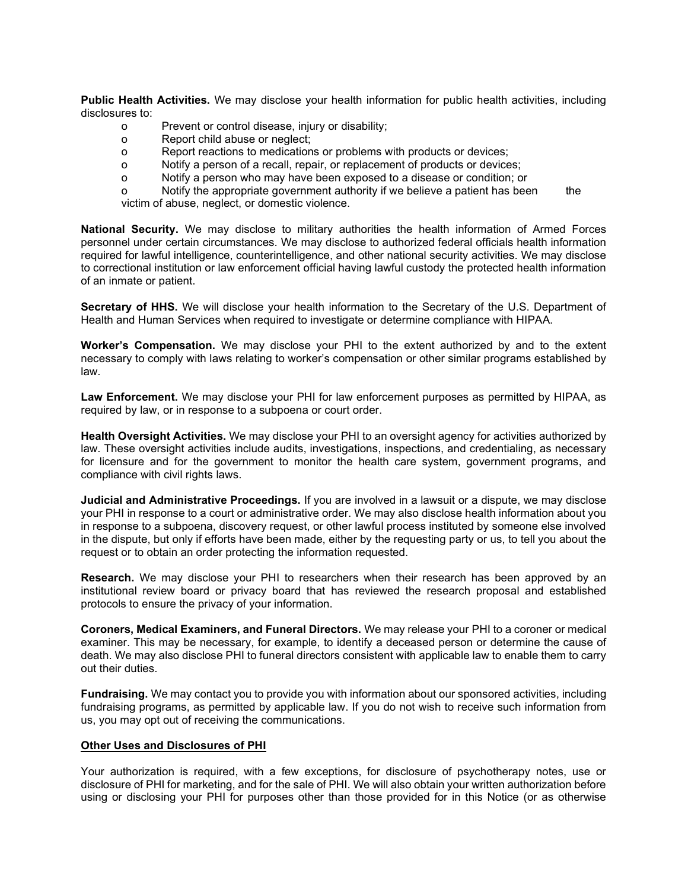**Public Health Activities.** We may disclose your health information for public health activities, including disclosures to:

- Prevent or control disease, injury or disability;
- Report child abuse or neglect;
- Report reactions to medications or problems with products or devices;
- Notify a person of a recall, repair, or replacement of products or devices;
- Notify a person who may have been exposed to a disease or condition; or
- Notify the appropriate government authority if we believe a patient has been the victim of abuse, neglect, or domestic violence.

**National Security.** We may disclose to military authorities the health information of Armed Forces personnel under certain circumstances. We may disclose to authorized federal officials health information required for lawful intelligence, counterintelligence, and other national security activities. We may disclose to correctional institution or law enforcement official having lawful custody the protected health information of an inmate or patient.

**Secretary of HHS.** We will disclose your health information to the Secretary of the U.S. Department of Health and Human Services when required to investigate or determine compliance with HIPAA.

**Worker's Compensation.** We may disclose your PHI to the extent authorized by and to the extent necessary to comply with laws relating to worker's compensation or other similar programs established by law.

**Law Enforcement.** We may disclose your PHI for law enforcement purposes as permitted by HIPAA, as required by law, or in response to a subpoena or court order.

**Health Oversight Activities.** We may disclose your PHI to an oversight agency for activities authorized by law. These oversight activities include audits, investigations, inspections, and credentialing, as necessary for licensure and for the government to monitor the health care system, government programs, and compliance with civil rights laws.

**Judicial and Administrative Proceedings.** If you are involved in a lawsuit or a dispute, we may disclose your PHI in response to a court or administrative order. We may also disclose health information about you in response to a subpoena, discovery request, or other lawful process instituted by someone else involved in the dispute, but only if efforts have been made, either by the requesting party or us, to tell you about the request or to obtain an order protecting the information requested.

**Research.** We may disclose your PHI to researchers when their research has been approved by an institutional review board or privacy board that has reviewed the research proposal and established protocols to ensure the privacy of your information.

**Coroners, Medical Examiners, and Funeral Directors.** We may release your PHI to a coroner or medical examiner. This may be necessary, for example, to identify a deceased person or determine the cause of death. We may also disclose PHI to funeral directors consistent with applicable law to enable them to carry out their duties.

**Fundraising.** We may contact you to provide you with information about our sponsored activities, including fundraising programs, as permitted by applicable law. If you do not wish to receive such information from us, you may opt out of receiving the communications.

**<u>Other Uses and Disclosures of PHI</u>**

Your authorization is required, with a few exceptions, for disclosure of psychotherapy notes, use or disclosure of PHI for marketing, and for the sale of PHI. We will also obtain your written authorization before using or disclosing your PHI for purposes other than those provided for in this Notice (or as otherwise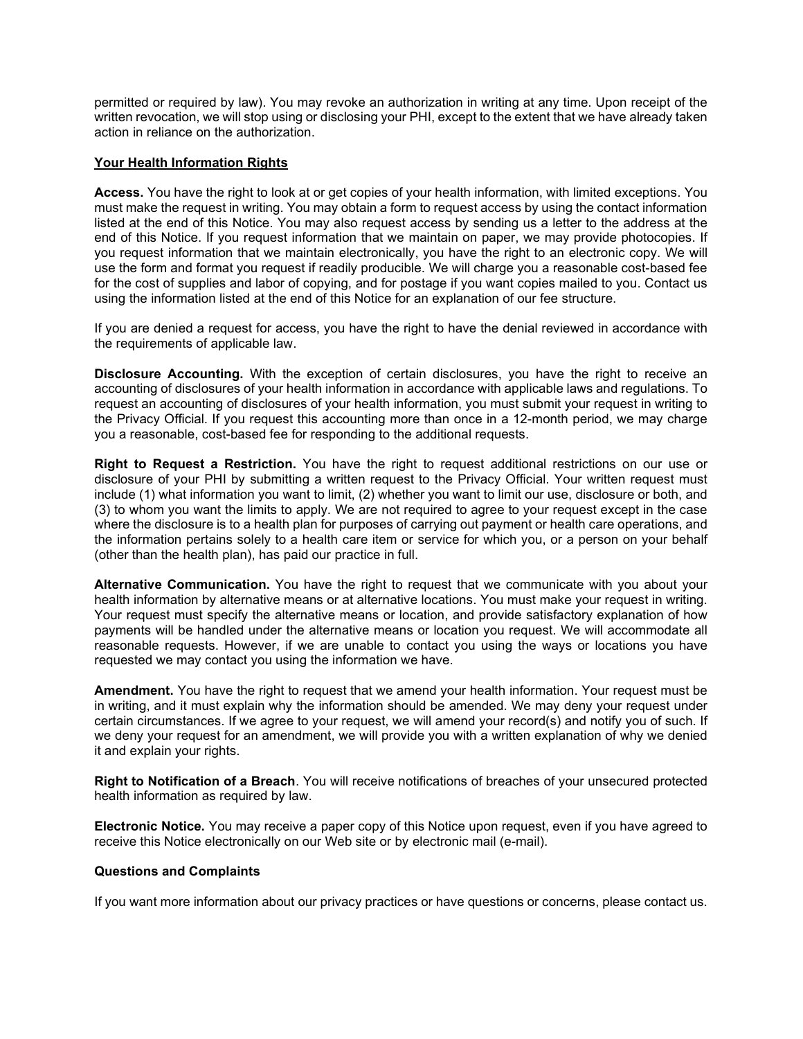permitted or required by law). You may revoke an authorization in writing at any time. Upon receipt of the written revocation, we will stop using or disclosing your PHI, except to the extent that we have already taken action in reliance on the authorization.

## Your Health Information Rights

**Access.** You have the right to look at or get copies of your health information, with limited exceptions. You must make the request in writing. You may obtain a form to request access by using the contact information listed at the end of this Notice. You may also request access by sending us a letter to the address at the end of this Notice. If you request information that we maintain on paper, we may provide photocopies. If you request information that we maintain electronically, you have the right to an electronic copy. We will use the form and format you request if readily producible. We will charge you a reasonable cost-based fee for the cost of supplies and labor of copying, and for postage if you want copies mailed to you. Contact us using the information listed at the end of this Notice for an explanation of our fee structure.

If you are denied a request for access, you have the right to have the denial reviewed in accordance with the requirements of applicable law.

**Disclosure Accounting.** With the exception of certain disclosures, you have the right to receive an accounting of disclosures of your health information in accordance with applicable laws and regulations. To request an accounting of disclosures of your health information, you must submit your request in writing to the Privacy Official. If you request this accounting more than once in a 12-month period, we may charge you a reasonable, cost-based fee for responding to the additional requests.

**Right to Request a Restriction.** You have the right to request additional restrictions on our use or disclosure of your PHI by submitting a written request to the Privacy Official. Your written request must include (1) what information you want to limit, (2) whether you want to limit our use, disclosure or both, and (3) to whom you want the limits to apply. We are not required to agree to your request except in the case where the disclosure is to a health plan for purposes of carrying out payment or health care operations, and the information pertains solely to a health care item or service for which you, or a person on your behalf (other than the health plan), has paid our practice in full.

**Alternative Communication.** You have the right to request that we communicate with you about your health information by alternative means or at alternative locations. You must make your request in writing. Your request must specify the alternative means or location, and provide satisfactory explanation of how payments will be handled under the alternative means or location you request. We will accommodate all reasonable requests. However, if we are unable to contact you using the ways or locations you have requested we may contact you using the information we have.

**Amendment.** You have the right to request that we amend your health information. Your request must be in writing, and it must explain why the information should be amended. We may deny your request under certain circumstances. If we agree to your request, we will amend your record(s) and notify you of such. If we deny your request for an amendment, we will provide you with a written explanation of why we denied it and explain your rights.

**Right to Notification of a Breach**. You will receive notifications of breaches of your unsecured protected health information as required by law.

**Electronic Notice.** You may receive a paper copy of this Notice upon request, even if you have agreed to receive this Notice electronically on our Web site or by electronic mail (e-mail).

### Questions and Complaints

If you want more information about our privacy practices or have questions or concerns, please contact us.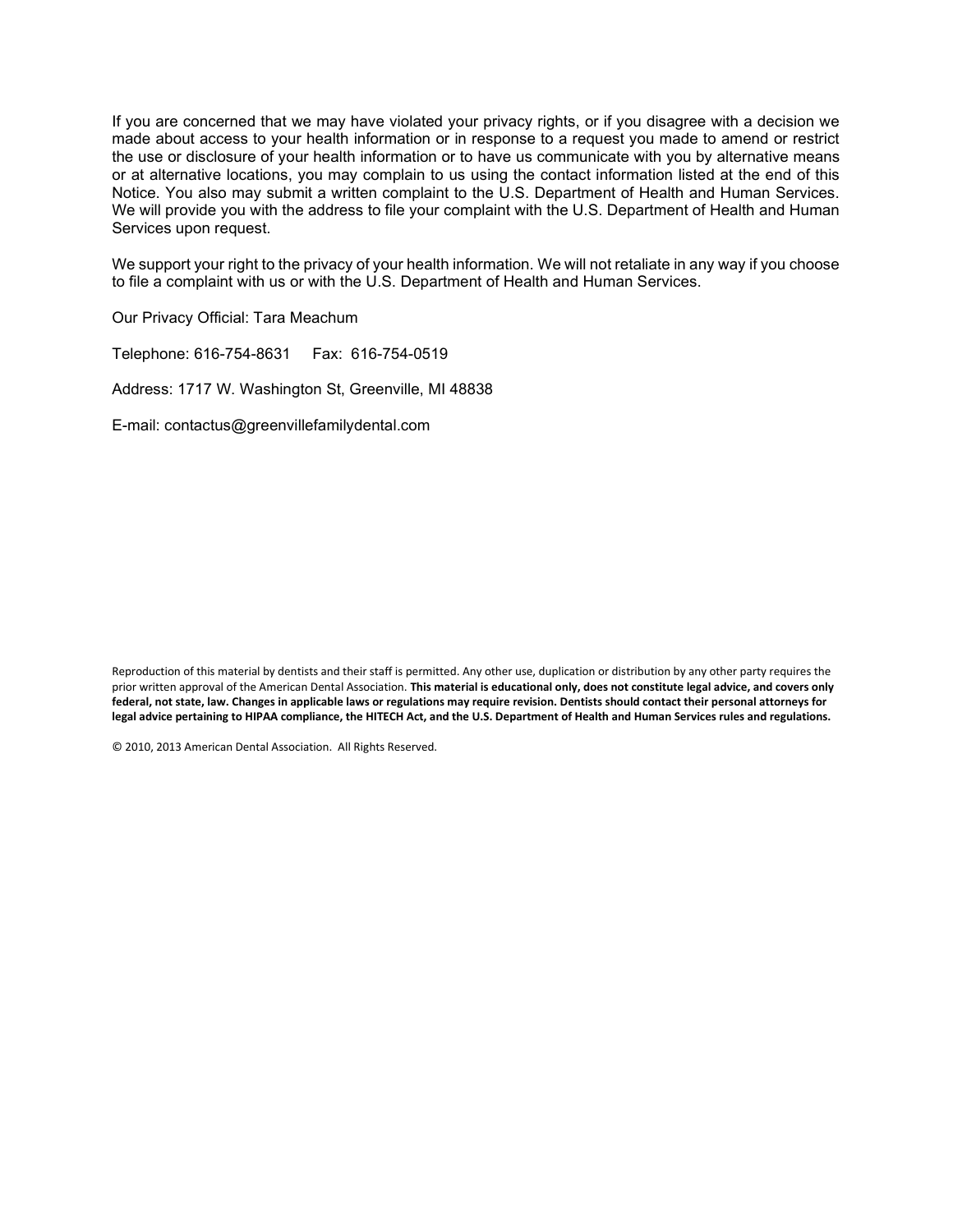If you are concerned that we may have violated your privacy rights, or if you disagree with a decision we made about access to your health information or in response to a request you made to amend or restrict the use or disclosure of your health information or to have us communicate with you by alternative means or at alternative locations, you may complain to us using the contact information listed at the end of this Notice. You also may submit a written complaint to the U.S. Department of Health and Human Services. We will provide you with the address to file your complaint with the U.S. Department of Health and Human Services upon request.

We support your right to the privacy of your health information. We will not retaliate in any way if you choose to file a complaint with us or with the U.S. Department of Health and Human Services.

Our Privacy Official: Tara Meachum

Telephone: 616-754-8631     Fax: 616-754-0519

Address: 1717 W. Washington St, Greenville, MI 48838

E-mail: contactus@greenvillefamilydental.com

Reproduction of this material by dentists and their staff is permitted. Any other use, duplication or distribution by any other party requires the prior written approval of the American Dental Association. **This material is educational only, does not constitute legal advice, and covers only federal, not state, law. Changes in applicable laws or regulations may require revision. Dentists should contact their personal attorneys for legal advice pertaining to HIPAA compliance, the HITECH Act, and the U.S. Department of Health and Human Services rules and regulations.**

© 2010, 2013 American Dental Association. All Rights Reserved.